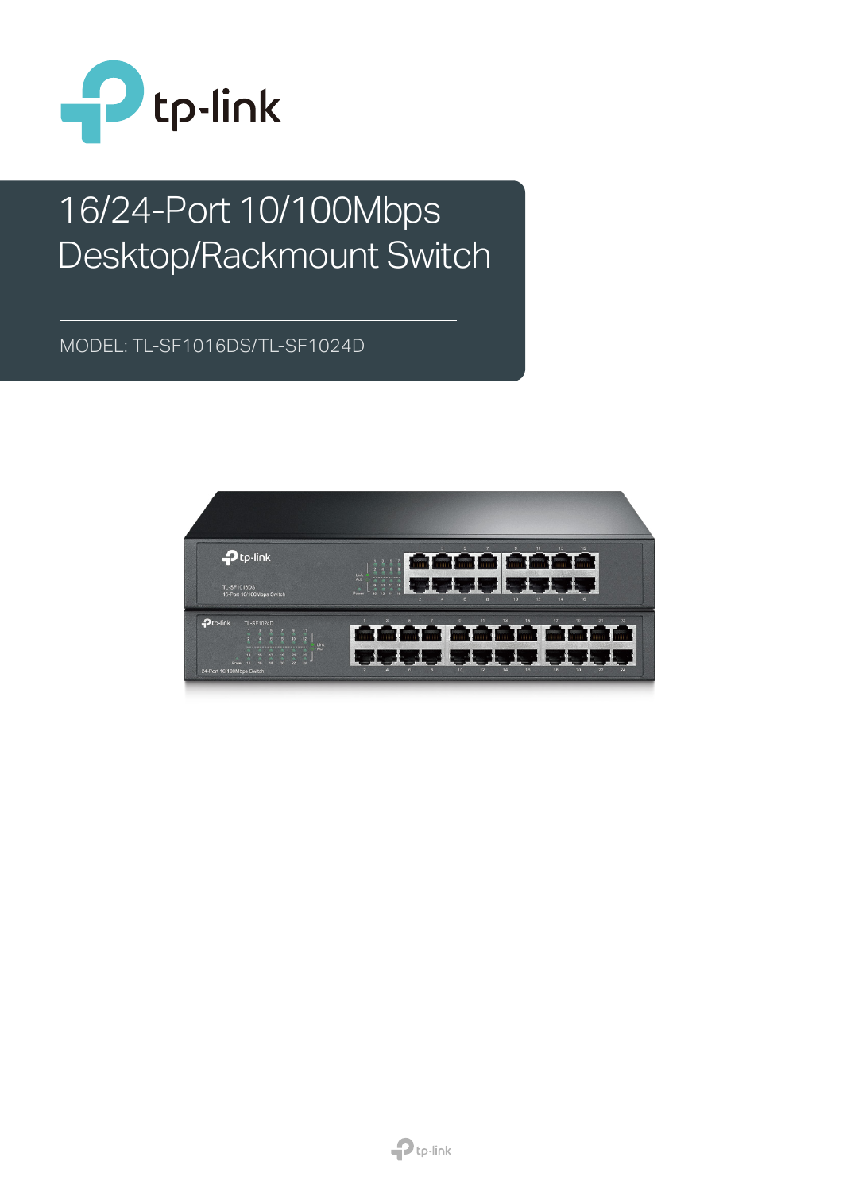# 16/24-Port 10/100Mbps Desktop/Rackmount Switch

MODEL: TL-SF1016DS/TL-SF1024D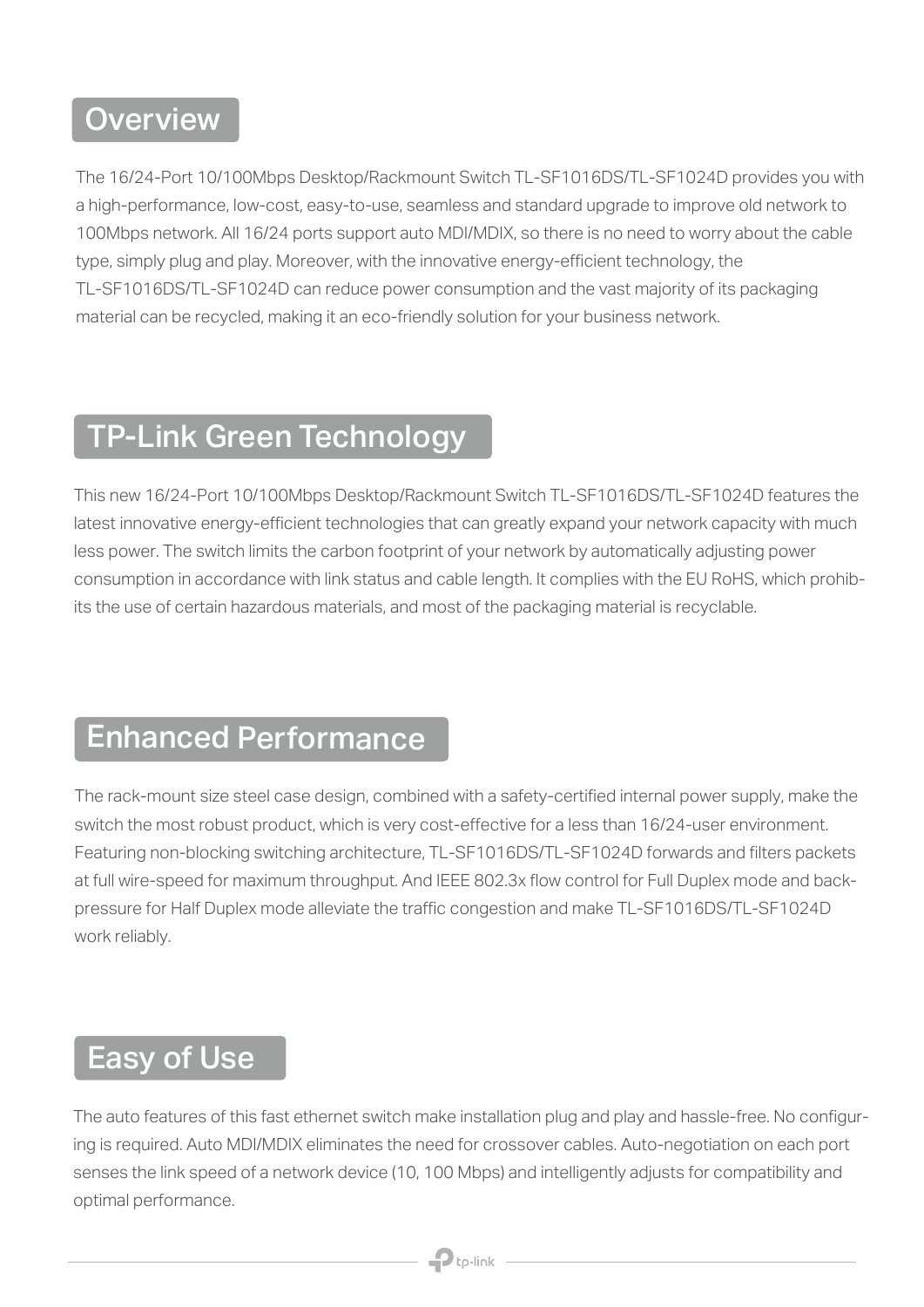## Overview

The 16/24-Port 10/100Mbps Desktop/Rackmount Switch TL-SF1016DS/TL-SF1024D provides you with a high-performance, low-cost, easy-to-use, seamless and standard upgrade to improve old network to 100Mbps network. All 16/24 ports support auto MDI/MDIX, so there is no need to worry about the cable type, simply plug and play. Moreover, with the innovative energy-efficient technology, the TL-SF1016DS/TL-SF1024D can reduce power consumption and the vast majority of its packaging material can be recycled, making it an eco-friendly solution for your business network.

## TP-Link Green Technology

This new 16/24-Port 10/100Mbps Desktop/Rackmount Switch TL-SF1016DS/TL-SF1024D features the latest innovative energy-efficient technologies that can greatly expand your network capacity with much less power. The switch limits the carbon footprint of your network by automatically adjusting power consumption in accordance with link status and cable length. It complies with the EU RoHS, which prohibits the use of certain hazardous materials, and most of the packaging material is recyclable.

## Enhanced Performance

The rack-mount size steel case design, combined with a safety-certified internal power supply, make the switch the most robust product, which is very cost-effective for a less than 16/24-user environment. Featuring non-blocking switching architecture, TL-SF1016DS/TL-SF1024D forwards and filters packets at full wire-speed for maximum throughput. And IEEE 802.3x flow control for Full Duplex mode and back-pressure for Half Duplex mode alleviate the traffic congestion and make TL-SF1016DS/TL-SF1024D work reliably.

## Easy of Use

The auto features of this fast ethernet switch make installation plug and play and hassle-free. No configuring is required. Auto MDI/MDIX eliminates the need for crossover cables. Auto-negotiation on each port senses the link speed of a network device (10, 100 Mbps) and intelligently adjusts for compatibility and optimal performance.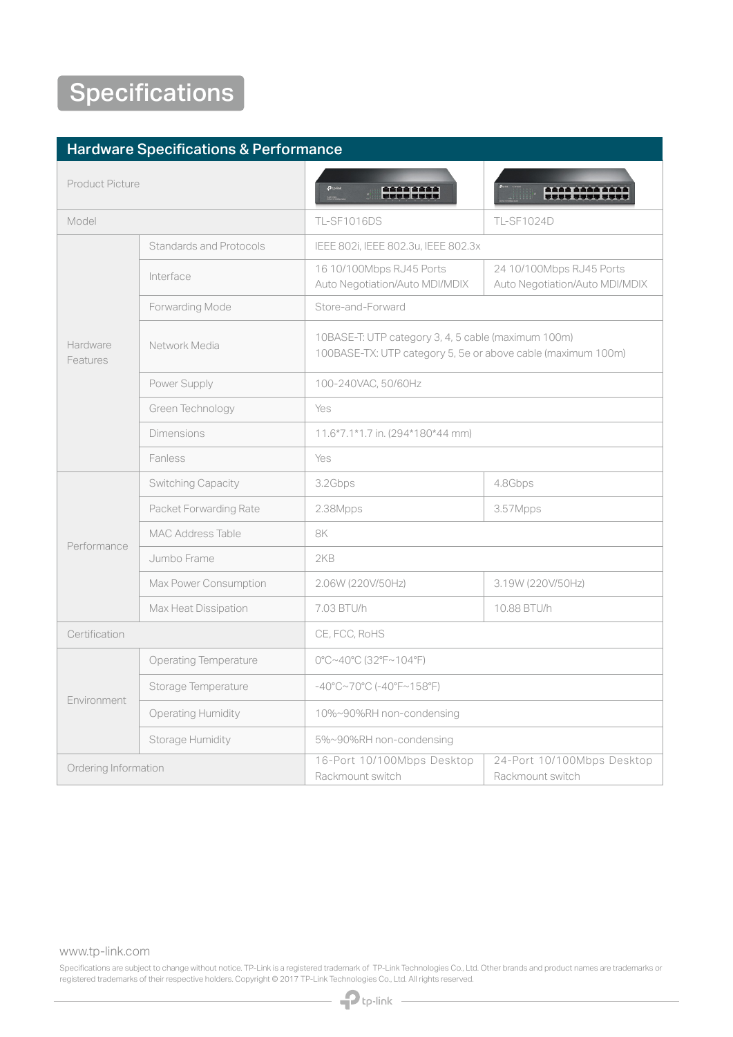# Specifications

## Hardware Specifications & Performance

| | | | |
|---|---|---|---|
| Product Picture | | | |
| Model | | TL-SF1016DS | TL-SF1024D |
| Hardware Features | Standards and Protocols | IEEE 802i, IEEE 802.3u, IEEE 802.3x | |
| | Interface | 16 10/100Mbps RJ45 Ports<br>Auto Negotiation/Auto MDI/MDIX | 24 10/100Mbps RJ45 Ports<br>Auto Negotiation/Auto MDI/MDIX |
| | Forwarding Mode | Store-and-Forward | |
| | Network Media | 10BASE-T: UTP category 3, 4, 5 cable (maximum 100m)<br>100BASE-TX: UTP category 5, 5e or above cable (maximum 100m) | |
| | Power Supply | 100-240VAC, 50/60Hz | |
| | Green Technology | Yes | |
| | Dimensions | 11.6*7.1*1.7 in. (294*180*44 mm) | |
| | Fanless | Yes | |
| Performance | Switching Capacity | 3.2Gbps | 4.8Gbps |
| | Packet Forwarding Rate | 2.38Mpps | 3.57Mpps |
| | MAC Address Table | 8K | |
| | Jumbo Frame | 2KB | |
| | Max Power Consumption | 2.06W (220V/50Hz) | 3.19W (220V/50Hz) |
| | Max Heat Dissipation | 7.03 BTU/h | 10.88 BTU/h |
| Certification | | CE, FCC, RoHS | |
| Environment | Operating Temperature | 0°C~40°C (32°F~104°F) | |
| | Storage Temperature | -40°C~70°C (-40°F~158°F) | |
| | Operating Humidity | 10%~90%RH non-condensing | |
| | Storage Humidity | 5%~90%RH non-condensing | |
| Ordering Information | | 16-Port 10/100Mbps Desktop Rackmount switch | 24-Port 10/100Mbps Desktop Rackmount switch |

www.tp-link.com

Specifications are subject to change without notice. TP-Link is a registered trademark of TP-Link Technologies Co., Ltd. Other brands and product names are trademarks or registered trademarks of their respective holders. Copyright © 2017 TP-Link Technologies Co., Ltd. All rights reserved.